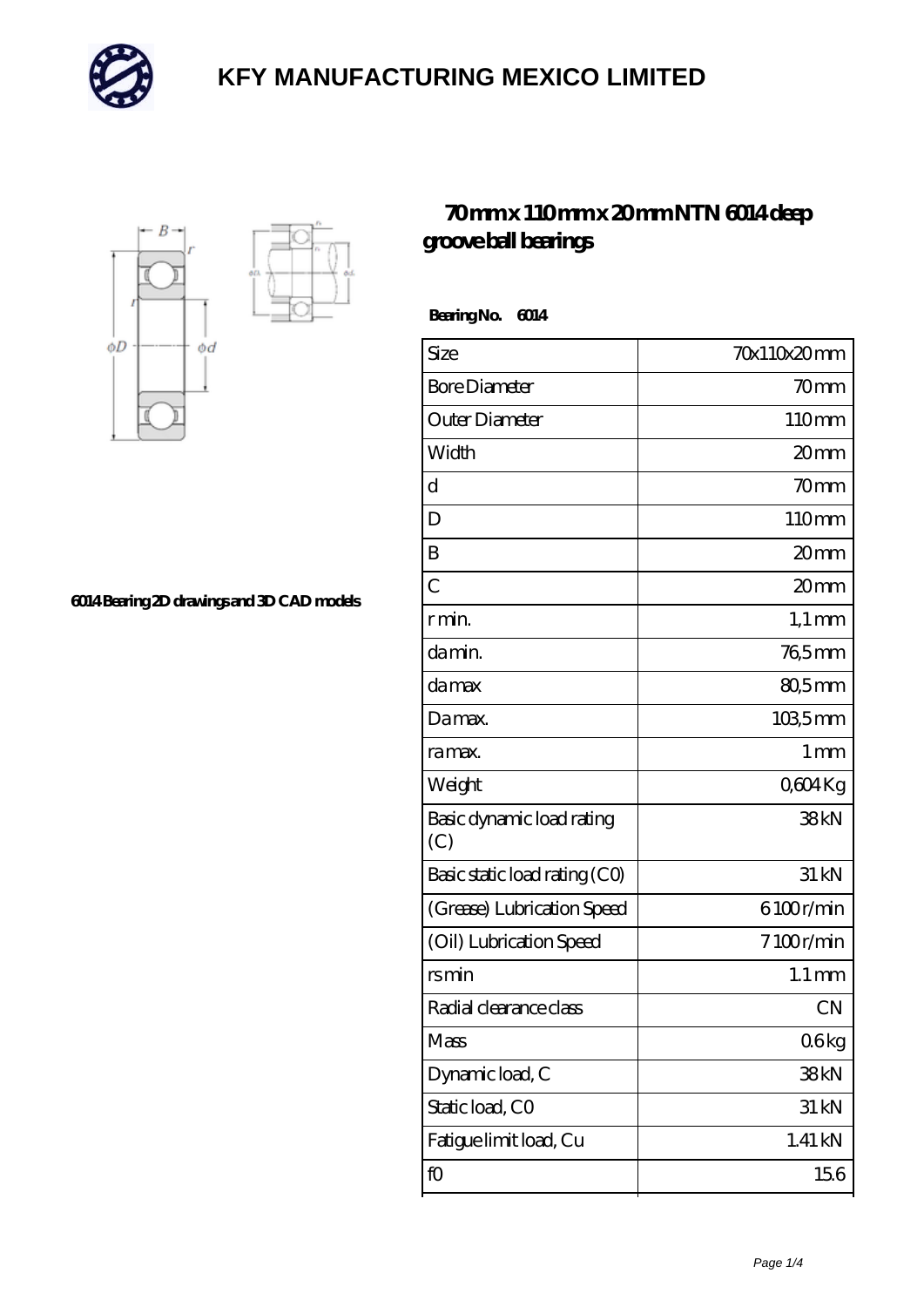# KFY MANUFACTURING MEXICO LIMITED

## 70 mm x 110 mm x 20 mm NTN 6014 deep groove ball bearings

6014 Bearing 2D drawings and 3D CAD models

**Bearing No. 6014**

| Size | 70x110x20 mm |
| --- | --- |
| Bore Diameter | 70 mm |
| Outer Diameter | 110 mm |
| Width | 20 mm |
| d | 70 mm |
| D | 110 mm |
| B | 20 mm |
| C | 20 mm |
| r min. | 1,1 mm |
| da min. | 76,5 mm |
| da max | 80,5 mm |
| Da max. | 103,5 mm |
| ra max. | 1 mm |
| Weight | 0,604 Kg |
| Basic dynamic load rating (C) | 38 kN |
| Basic static load rating (C0) | 31 kN |
| (Grease) Lubrication Speed | 6 100 r/min |
| (Oil) Lubrication Speed | 7 100 r/min |
| rs min | 1.1 mm |
| Radial clearance class | CN |
| Mass | 0.6 kg |
| Dynamic load, C | 38 kN |
| Static load, C0 | 31 kN |
| Fatigue limit load, Cu | 1.41 kN |
| f0 | 15.6 |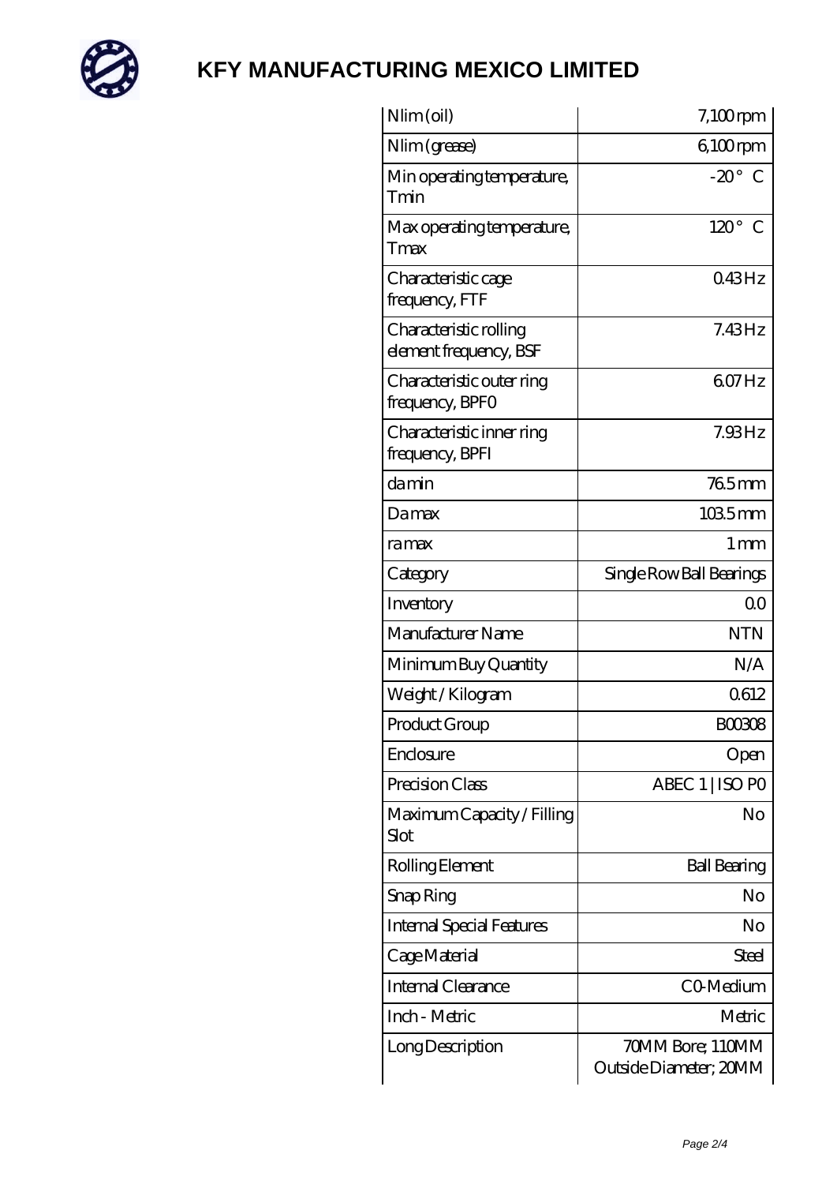# KFY MANUFACTURING MEXICO LIMITED

| | |
|---|---|
| Nlim (oil) | 7,100 rpm |
| Nlim (grease) | 6,100 rpm |
| Min operating temperature, Tmin | -20 ° C |
| Max operating temperature, Tmax | 120 ° C |
| Characteristic cage frequency, FTF | 0.43 Hz |
| Characteristic rolling element frequency, BSF | 7.43 Hz |
| Characteristic outer ring frequency, BPFO | 6.07 Hz |
| Characteristic inner ring frequency, BPFI | 7.93 Hz |
| da min | 76.5 mm |
| Da max | 103.5 mm |
| ra max | 1 mm |
| Category | Single Row Ball Bearings |
| Inventory | 0.0 |
| Manufacturer Name | NTN |
| Minimum Buy Quantity | N/A |
| Weight / Kilogram | 0.612 |
| Product Group | B00308 |
| Enclosure | Open |
| Precision Class | ABEC 1 \| ISO P0 |
| Maximum Capacity / Filling Slot | No |
| Rolling Element | Ball Bearing |
| Snap Ring | No |
| Internal Special Features | No |
| Cage Material | Steel |
| Internal Clearance | C0-Medium |
| Inch - Metric | Metric |
| Long Description | 70MM Bore; 110MM Outside Diameter; 20MM |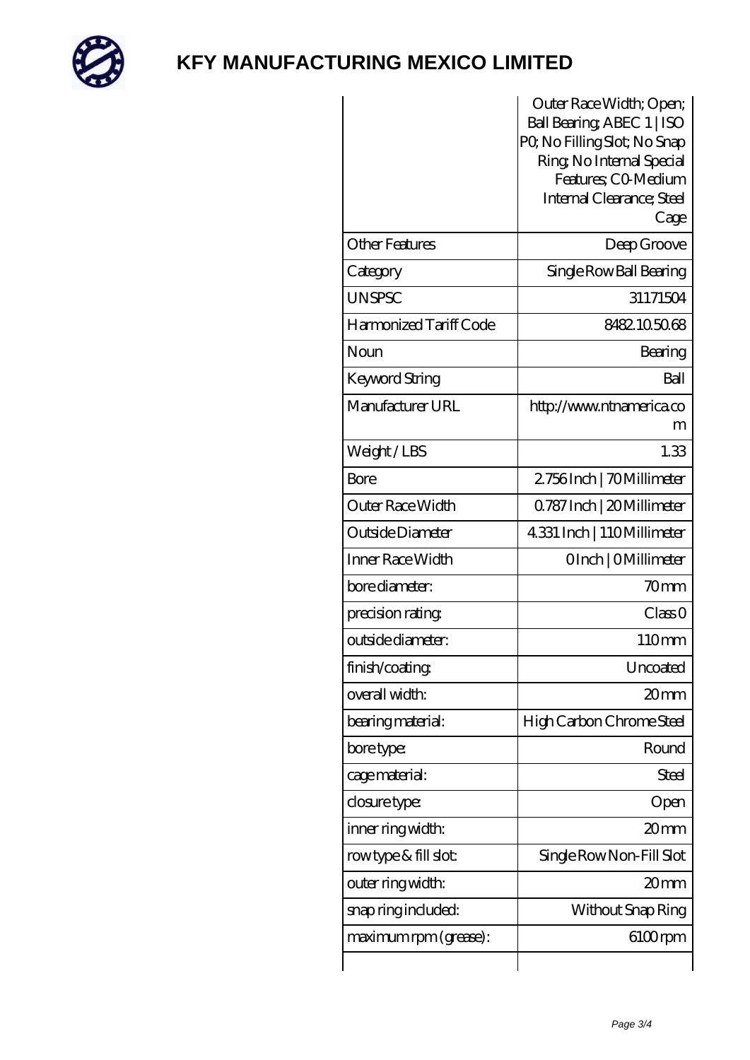# KFY MANUFACTURING MEXICO LIMITED

| | |
|---|---|
| | Outer Race Width; Open; Ball Bearing; ABEC 1 \| ISO P0; No Filling Slot; No Snap Ring; No Internal Special Features; C0-Medium Internal Clearance; Steel Cage |
| Other Features | Deep Groove |
| Category | Single Row Ball Bearing |
| UNSPSC | 31171504 |
| Harmonized Tariff Code | 8482.10.50.68 |
| Noun | Bearing |
| Keyword String | Ball |
| Manufacturer URL | http://www.ntnamerica.com |
| Weight / LBS | 1.33 |
| Bore | 2.756 Inch \| 70 Millimeter |
| Outer Race Width | 0.787 Inch \| 20 Millimeter |
| Outside Diameter | 4.331 Inch \| 110 Millimeter |
| Inner Race Width | 0 Inch \| 0 Millimeter |
| bore diameter: | 70 mm |
| precision rating: | Class 0 |
| outside diameter: | 110 mm |
| finish/coating: | Uncoated |
| overall width: | 20 mm |
| bearing material: | High Carbon Chrome Steel |
| bore type: | Round |
| cage material: | Steel |
| closure type: | Open |
| inner ring width: | 20 mm |
| row type & fill slot: | Single Row Non-Fill Slot |
| outer ring width: | 20 mm |
| snap ring included: | Without Snap Ring |
| maximum rpm (grease): | 6100 rpm |
| | |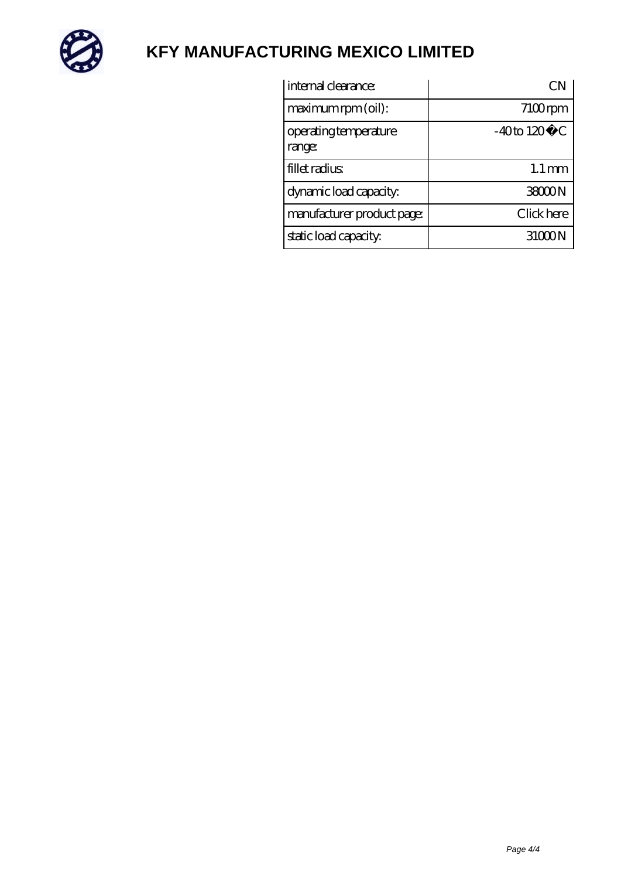| | |
|---|---|
| internal clearance: | CN |
| maximum rpm (oil): | 7100 rpm |
| operating temperature range: | -40 to 120 �C |
| fillet radius: | 1.1 mm |
| dynamic load capacity: | 38000 N |
| manufacturer product page: | Click here |
| static load capacity: | 31000 N |